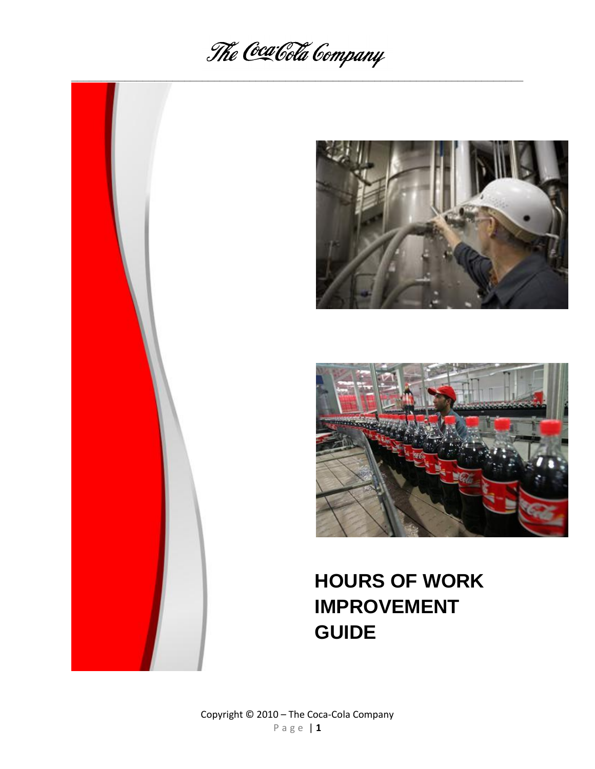The Coca-Cola Company

# HOURS OF WORK IMPROVEMENT GUIDE

Copyright © 2010 – The Coca-Cola Company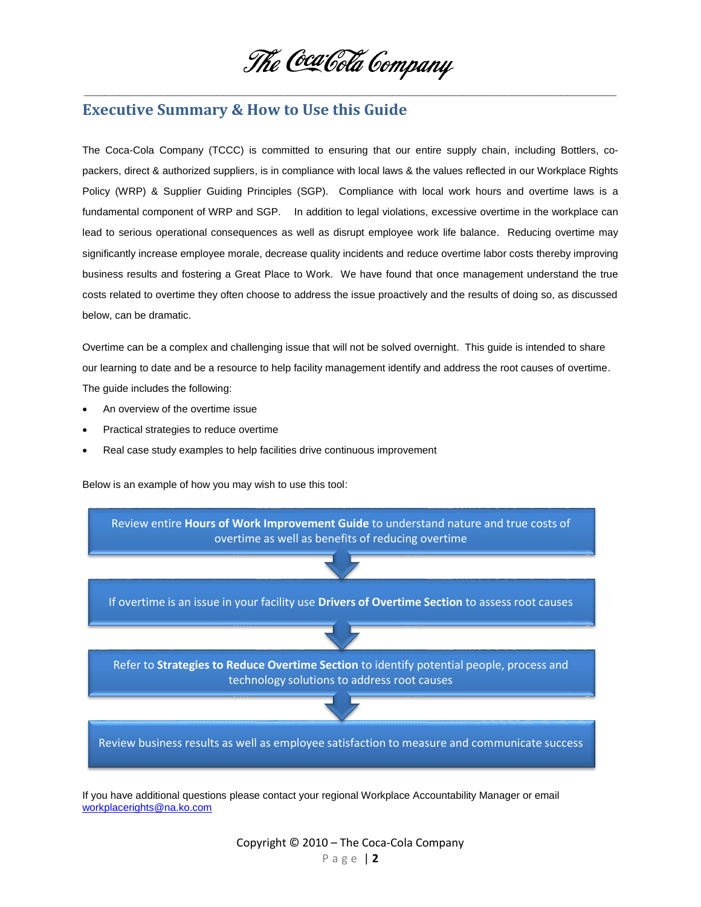## Executive Summary & How to Use this Guide

The Coca-Cola Company (TCCC) is committed to ensuring that our entire supply chain, including Bottlers, co-packers, direct & authorized suppliers, is in compliance with local laws & the values reflected in our Workplace Rights Policy (WRP) & Supplier Guiding Principles (SGP). Compliance with local work hours and overtime laws is a fundamental component of WRP and SGP. In addition to legal violations, excessive overtime in the workplace can lead to serious operational consequences as well as disrupt employee work life balance. Reducing overtime may significantly increase employee morale, decrease quality incidents and reduce overtime labor costs thereby improving business results and fostering a Great Place to Work. We have found that once management understand the true costs related to overtime they often choose to address the issue proactively and the results of doing so, as discussed below, can be dramatic.

Overtime can be a complex and challenging issue that will not be solved overnight. This guide is intended to share our learning to date and be a resource to help facility management identify and address the root causes of overtime. The guide includes the following:

- An overview of the overtime issue
- Practical strategies to reduce overtime
- Real case study examples to help facilities drive continuous improvement

Below is an example of how you may wish to use this tool:

Review entire **Hours of Work Improvement Guide** to understand nature and true costs of overtime as well as benefits of reducing overtime

↓

If overtime is an issue in your facility use **Drivers of Overtime Section** to assess root causes

↓

Refer to **Strategies to Reduce Overtime Section** to identify potential people, process and technology solutions to address root causes

↓

Review business results as well as employee satisfaction to measure and communicate success

If you have additional questions please contact your regional Workplace Accountability Manager or email workplacerights@na.ko.com

Copyright © 2010 – The Coca-Cola Company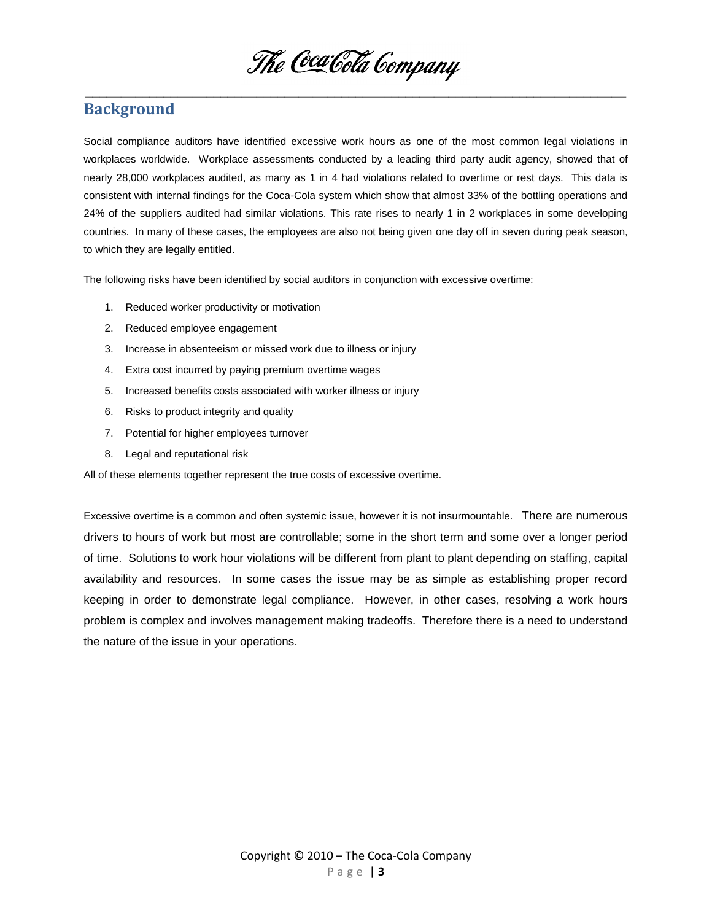## Background

Social compliance auditors have identified excessive work hours as one of the most common legal violations in workplaces worldwide. Workplace assessments conducted by a leading third party audit agency, showed that of nearly 28,000 workplaces audited, as many as 1 in 4 had violations related to overtime or rest days. This data is consistent with internal findings for the Coca-Cola system which show that almost 33% of the bottling operations and 24% of the suppliers audited had similar violations. This rate rises to nearly 1 in 2 workplaces in some developing countries. In many of these cases, the employees are also not being given one day off in seven during peak season, to which they are legally entitled.

The following risks have been identified by social auditors in conjunction with excessive overtime:

1. Reduced worker productivity or motivation
2. Reduced employee engagement
3. Increase in absenteeism or missed work due to illness or injury
4. Extra cost incurred by paying premium overtime wages
5. Increased benefits costs associated with worker illness or injury
6. Risks to product integrity and quality
7. Potential for higher employees turnover
8. Legal and reputational risk

All of these elements together represent the true costs of excessive overtime.

Excessive overtime is a common and often systemic issue, however it is not insurmountable. There are numerous drivers to hours of work but most are controllable; some in the short term and some over a longer period of time. Solutions to work hour violations will be different from plant to plant depending on staffing, capital availability and resources. In some cases the issue may be as simple as establishing proper record keeping in order to demonstrate legal compliance. However, in other cases, resolving a work hours problem is complex and involves management making tradeoffs. Therefore there is a need to understand the nature of the issue in your operations.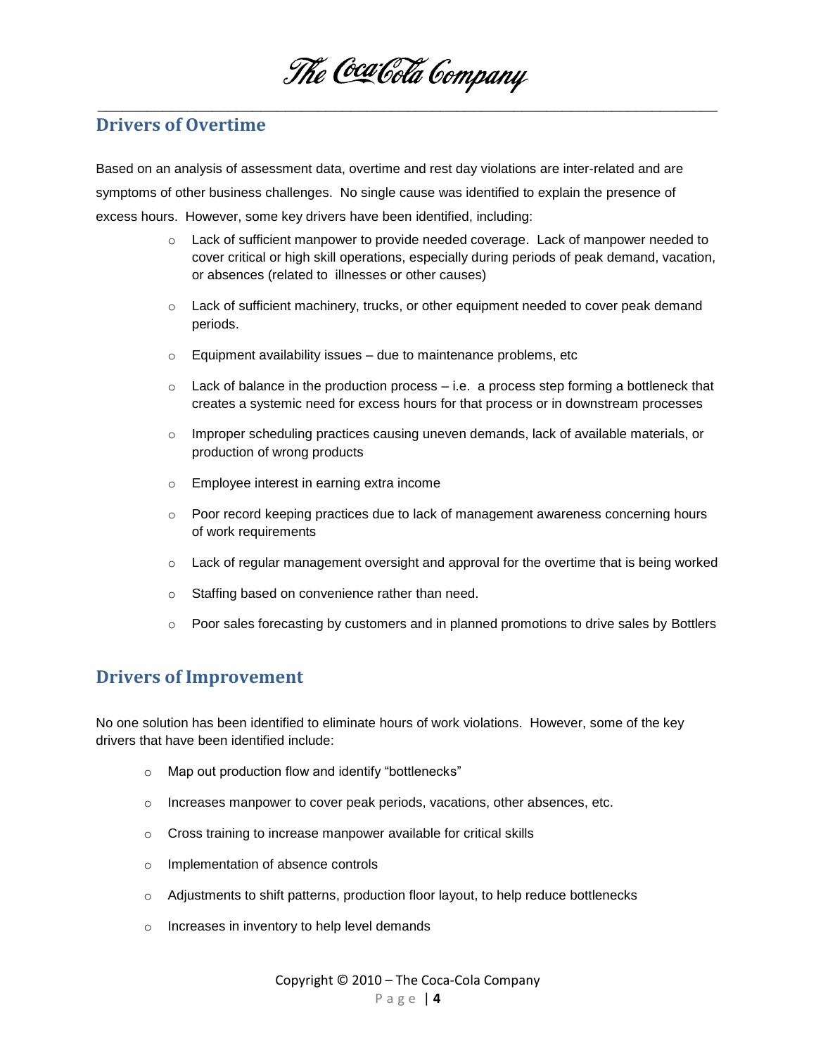## Drivers of Overtime

Based on an analysis of assessment data, overtime and rest day violations are inter-related and are symptoms of other business challenges. No single cause was identified to explain the presence of excess hours. However, some key drivers have been identified, including:

- Lack of sufficient manpower to provide needed coverage. Lack of manpower needed to cover critical or high skill operations, especially during periods of peak demand, vacation, or absences (related to illnesses or other causes)
- Lack of sufficient machinery, trucks, or other equipment needed to cover peak demand periods.
- Equipment availability issues – due to maintenance problems, etc
- Lack of balance in the production process – i.e. a process step forming a bottleneck that creates a systemic need for excess hours for that process or in downstream processes
- Improper scheduling practices causing uneven demands, lack of available materials, or production of wrong products
- Employee interest in earning extra income
- Poor record keeping practices due to lack of management awareness concerning hours of work requirements
- Lack of regular management oversight and approval for the overtime that is being worked
- Staffing based on convenience rather than need.
- Poor sales forecasting by customers and in planned promotions to drive sales by Bottlers

## Drivers of Improvement

No one solution has been identified to eliminate hours of work violations. However, some of the key drivers that have been identified include:

- Map out production flow and identify "bottlenecks"
- Increases manpower to cover peak periods, vacations, other absences, etc.
- Cross training to increase manpower available for critical skills
- Implementation of absence controls
- Adjustments to shift patterns, production floor layout, to help reduce bottlenecks
- Increases in inventory to help level demands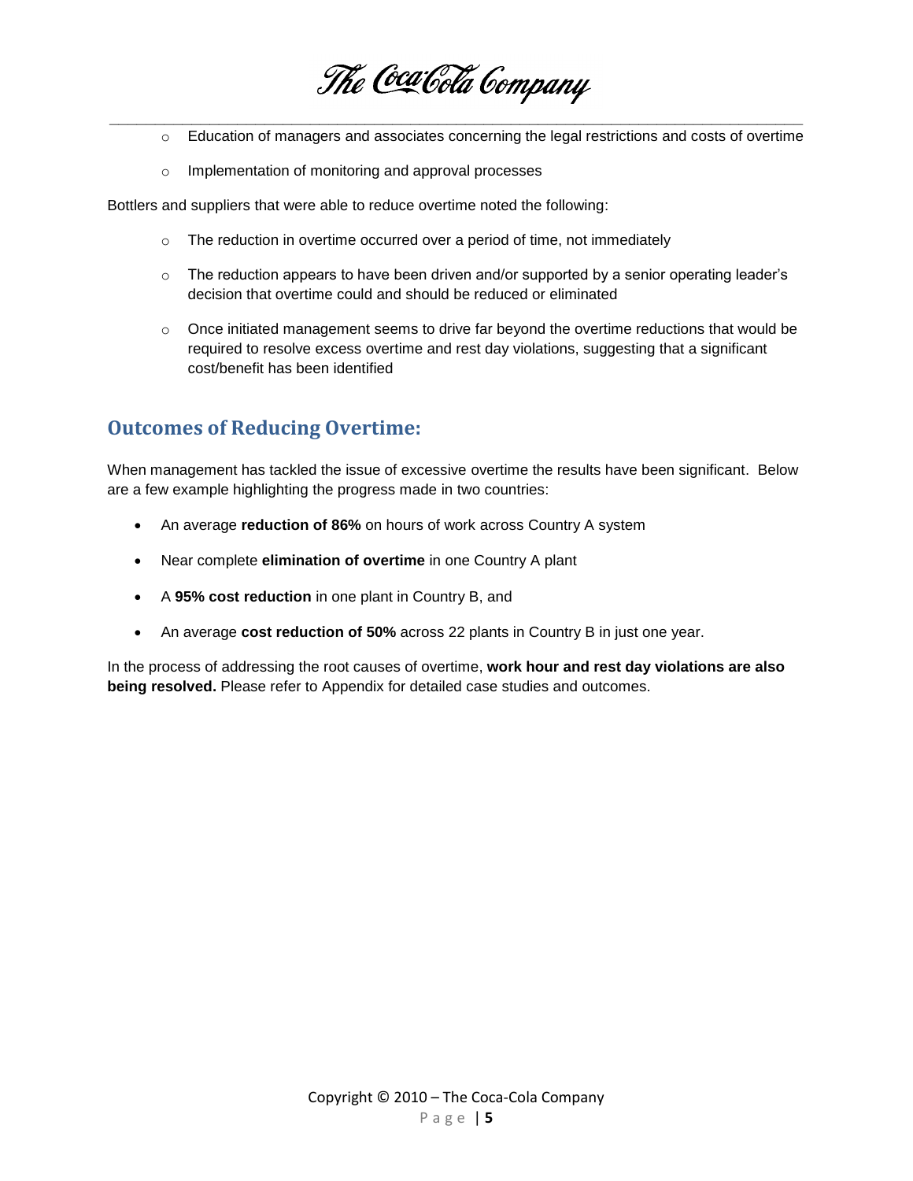- Education of managers and associates concerning the legal restrictions and costs of overtime
- Implementation of monitoring and approval processes

Bottlers and suppliers that were able to reduce overtime noted the following:

- The reduction in overtime occurred over a period of time, not immediately
- The reduction appears to have been driven and/or supported by a senior operating leader's decision that overtime could and should be reduced or eliminated
- Once initiated management seems to drive far beyond the overtime reductions that would be required to resolve excess overtime and rest day violations, suggesting that a significant cost/benefit has been identified

## Outcomes of Reducing Overtime:

When management has tackled the issue of excessive overtime the results have been significant. Below are a few example highlighting the progress made in two countries:

- An average **reduction of 86%** on hours of work across Country A system
- Near complete **elimination of overtime** in one Country A plant
- A **95% cost reduction** in one plant in Country B, and
- An average **cost reduction of 50%** across 22 plants in Country B in just one year.

In the process of addressing the root causes of overtime, **work hour and rest day violations are also being resolved.** Please refer to Appendix for detailed case studies and outcomes.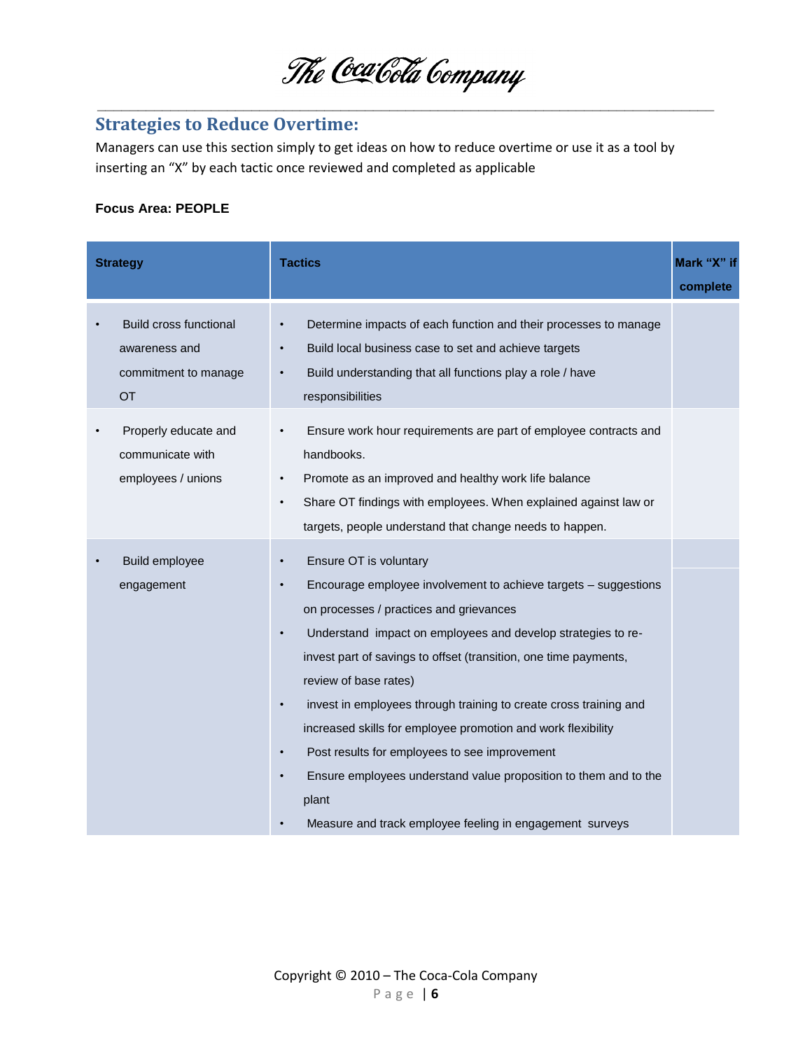## Strategies to Reduce Overtime:

Managers can use this section simply to get ideas on how to reduce overtime or use it as a tool by inserting an "X" by each tactic once reviewed and completed as applicable

**Focus Area: PEOPLE**

| Strategy | Tactics | Mark "X" if complete |
|---|---|---|
| • Build cross functional awareness and commitment to manage OT | • Determine impacts of each function and their processes to manage<br>• Build local business case to set and achieve targets<br>• Build understanding that all functions play a role / have responsibilities | |
| • Properly educate and communicate with employees / unions | • Ensure work hour requirements are part of employee contracts and handbooks.<br>• Promote as an improved and healthy work life balance<br>• Share OT findings with employees. When explained against law or targets, people understand that change needs to happen. | |
| • Build employee engagement | • Ensure OT is voluntary<br>• Encourage employee involvement to achieve targets – suggestions on processes / practices and grievances<br>• Understand impact on employees and develop strategies to re-invest part of savings to offset (transition, one time payments, review of base rates)<br>• invest in employees through training to create cross training and increased skills for employee promotion and work flexibility<br>• Post results for employees to see improvement<br>• Ensure employees understand value proposition to them and to the plant<br>• Measure and track employee feeling in engagement surveys | |

Copyright © 2010 – The Coca-Cola Company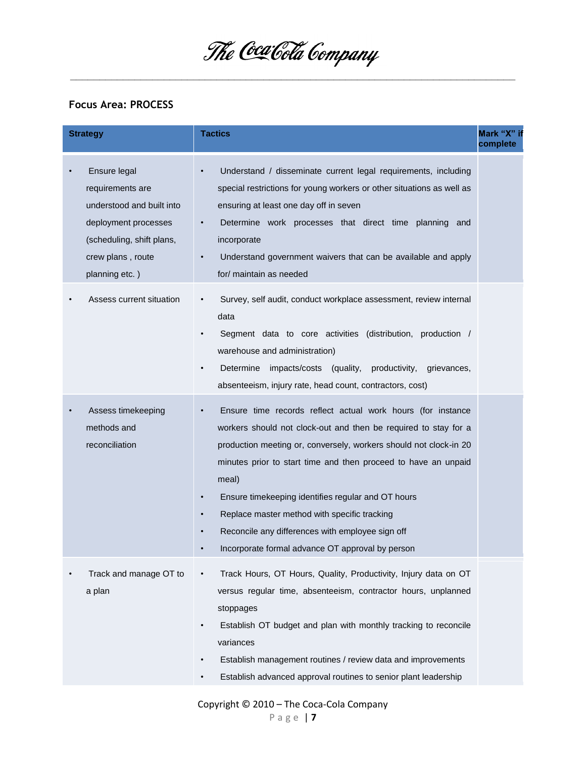## Focus Area: PROCESS

| Strategy | Tactics | Mark "X" if complete |
|---|---|---|
| • Ensure legal requirements are understood and built into deployment processes (scheduling, shift plans, crew plans , route planning etc. ) | • Understand / disseminate current legal requirements, including special restrictions for young workers or other situations as well as ensuring at least one day off in seven<br>• Determine work processes that direct time planning and incorporate<br>• Understand government waivers that can be available and apply for/ maintain as needed | |
| • Assess current situation | • Survey, self audit, conduct workplace assessment, review internal data<br>• Segment data to core activities (distribution, production / warehouse and administration)<br>• Determine impacts/costs (quality, productivity, grievances, absenteeism, injury rate, head count, contractors, cost) | |
| • Assess timekeeping methods and reconciliation | • Ensure time records reflect actual work hours (for instance workers should not clock-out and then be required to stay for a production meeting or, conversely, workers should not clock-in 20 minutes prior to start time and then proceed to have an unpaid meal)<br>• Ensure timekeeping identifies regular and OT hours<br>• Replace master method with specific tracking<br>• Reconcile any differences with employee sign off<br>• Incorporate formal advance OT approval by person | |
| • Track and manage OT to a plan | • Track Hours, OT Hours, Quality, Productivity, Injury data on OT versus regular time, absenteeism, contractor hours, unplanned stoppages<br>• Establish OT budget and plan with monthly tracking to reconcile variances<br>• Establish management routines / review data and improvements<br>• Establish advanced approval routines to senior plant leadership | |

Copyright © 2010 – The Coca-Cola Company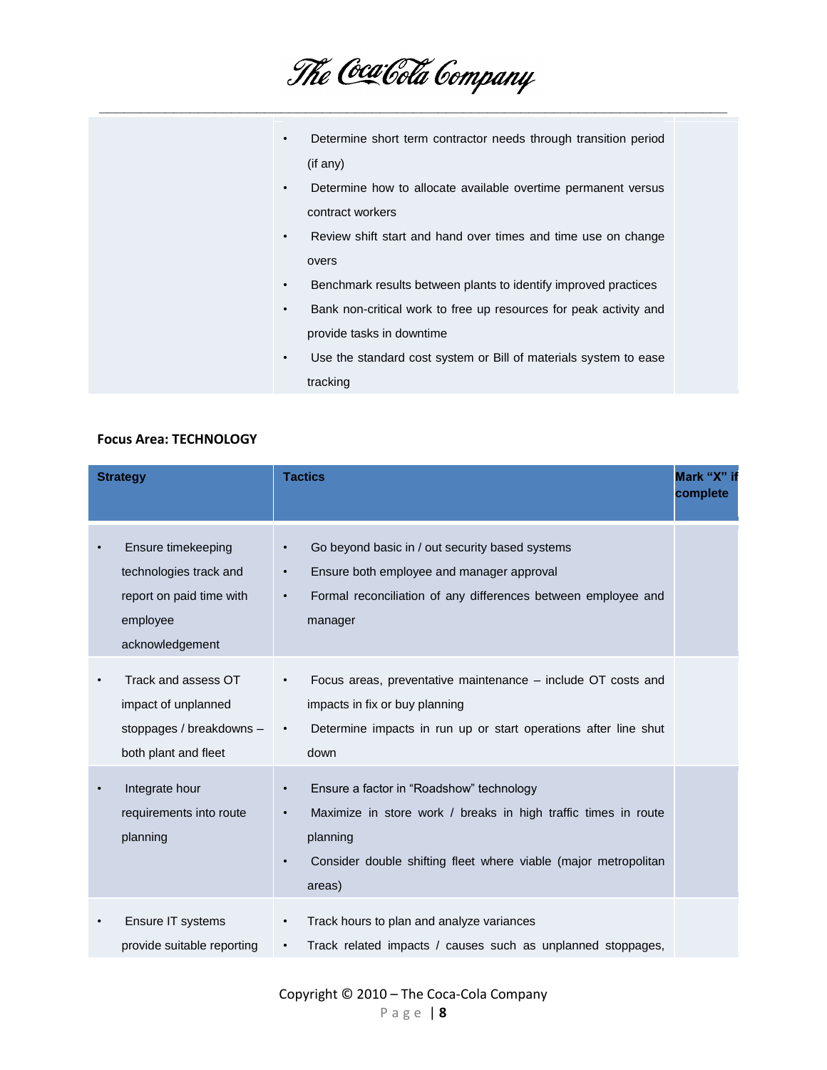| | | |
|---|---|---|
| | • Determine short term contractor needs through transition period (if any)<br>• Determine how to allocate available overtime permanent versus contract workers<br>• Review shift start and hand over times and time use on change overs<br>• Benchmark results between plants to identify improved practices<br>• Bank non-critical work to free up resources for peak activity and provide tasks in downtime<br>• Use the standard cost system or Bill of materials system to ease tracking | |

**Focus Area: TECHNOLOGY**

| Strategy | Tactics | Mark "X" if complete |
|---|---|---|
| • Ensure timekeeping technologies track and report on paid time with employee acknowledgement | • Go beyond basic in / out security based systems<br>• Ensure both employee and manager approval<br>• Formal reconciliation of any differences between employee and manager | |
| • Track and assess OT impact of unplanned stoppages / breakdowns – both plant and fleet | • Focus areas, preventative maintenance – include OT costs and impacts in fix or buy planning<br>• Determine impacts in run up or start operations after line shut down | |
| • Integrate hour requirements into route planning | • Ensure a factor in "Roadshow" technology<br>• Maximize in store work / breaks in high traffic times in route planning<br>• Consider double shifting fleet where viable (major metropolitan areas) | |
| • Ensure IT systems provide suitable reporting | • Track hours to plan and analyze variances<br>• Track related impacts / causes such as unplanned stoppages, | |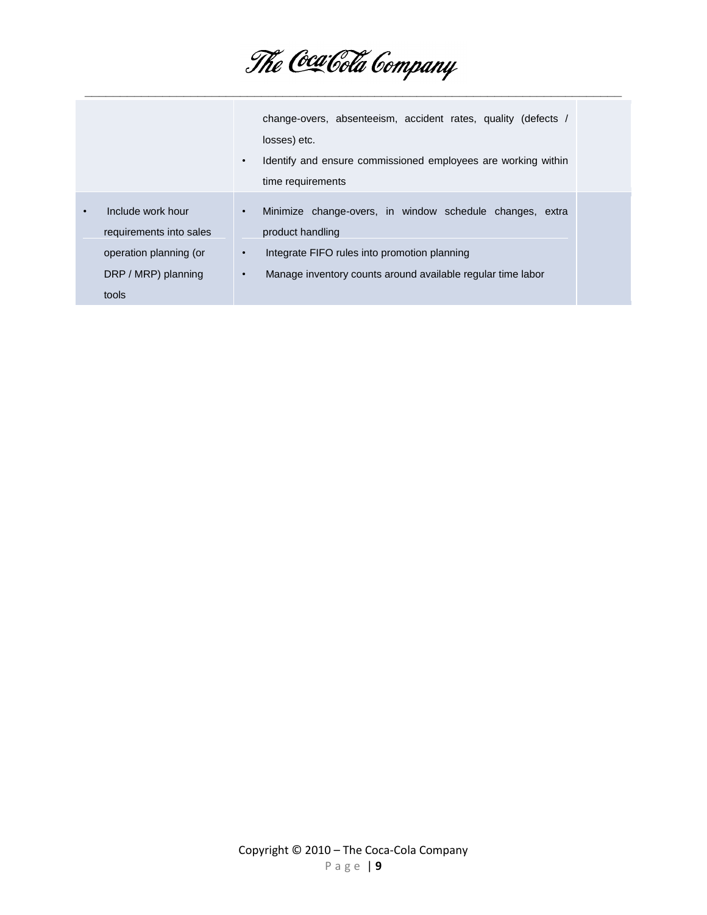| | | |
|---|---|---|
| | change-overs, absenteeism, accident rates, quality (defects / losses) etc.<br>• Identify and ensure commissioned employees are working within time requirements | |
| • Include work hour requirements into sales operation planning (or DRP / MRP) planning tools | • Minimize change-overs, in window schedule changes, extra product handling<br>• Integrate FIFO rules into promotion planning<br>• Manage inventory counts around available regular time labor | |

Copyright © 2010 – The Coca-Cola Company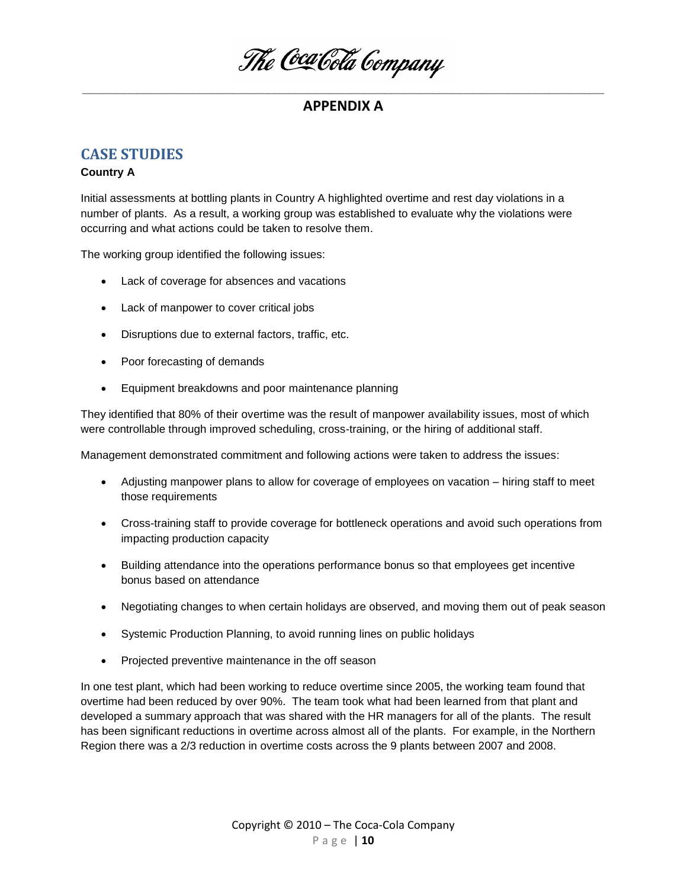# APPENDIX A

## CASE STUDIES

**Country A**

Initial assessments at bottling plants in Country A highlighted overtime and rest day violations in a number of plants. As a result, a working group was established to evaluate why the violations were occurring and what actions could be taken to resolve them.

The working group identified the following issues:

- Lack of coverage for absences and vacations
- Lack of manpower to cover critical jobs
- Disruptions due to external factors, traffic, etc.
- Poor forecasting of demands
- Equipment breakdowns and poor maintenance planning

They identified that 80% of their overtime was the result of manpower availability issues, most of which were controllable through improved scheduling, cross-training, or the hiring of additional staff.

Management demonstrated commitment and following actions were taken to address the issues:

- Adjusting manpower plans to allow for coverage of employees on vacation – hiring staff to meet those requirements
- Cross-training staff to provide coverage for bottleneck operations and avoid such operations from impacting production capacity
- Building attendance into the operations performance bonus so that employees get incentive bonus based on attendance
- Negotiating changes to when certain holidays are observed, and moving them out of peak season
- Systemic Production Planning, to avoid running lines on public holidays
- Projected preventive maintenance in the off season

In one test plant, which had been working to reduce overtime since 2005, the working team found that overtime had been reduced by over 90%. The team took what had been learned from that plant and developed a summary approach that was shared with the HR managers for all of the plants. The result has been significant reductions in overtime across almost all of the plants. For example, in the Northern Region there was a 2/3 reduction in overtime costs across the 9 plants between 2007 and 2008.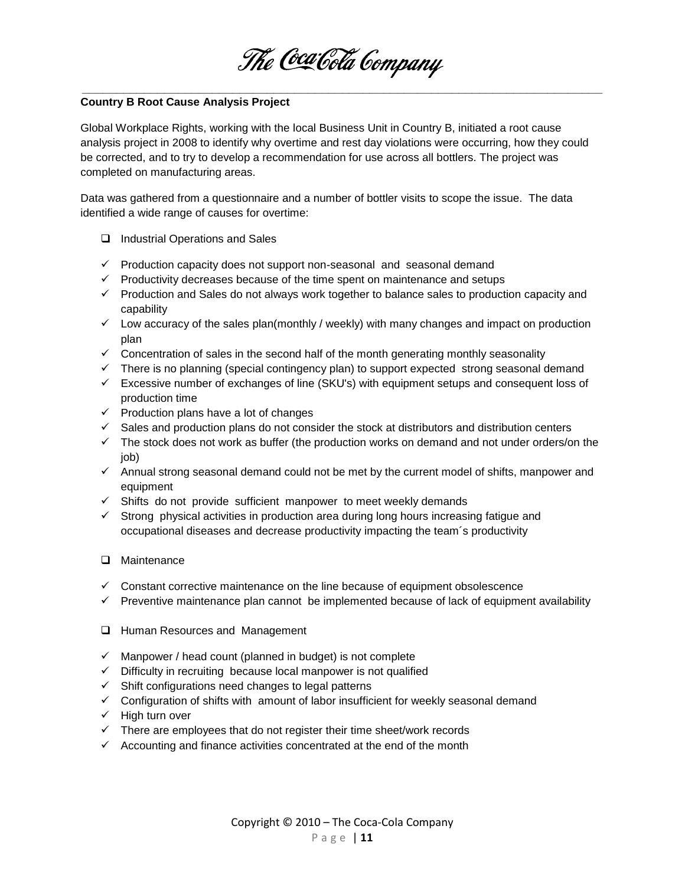**Country B Root Cause Analysis Project**

Global Workplace Rights, working with the local Business Unit in Country B, initiated a root cause analysis project in 2008 to identify why overtime and rest day violations were occurring, how they could be corrected, and to try to develop a recommendation for use across all bottlers. The project was completed on manufacturing areas.

Data was gathered from a questionnaire and a number of bottler visits to scope the issue. The data identified a wide range of causes for overtime:

- ❑ Industrial Operations and Sales

- ✓ Production capacity does not support non-seasonal and seasonal demand
- ✓ Productivity decreases because of the time spent on maintenance and setups
- ✓ Production and Sales do not always work together to balance sales to production capacity and capability
- ✓ Low accuracy of the sales plan(monthly / weekly) with many changes and impact on production plan
- ✓ Concentration of sales in the second half of the month generating monthly seasonality
- ✓ There is no planning (special contingency plan) to support expected strong seasonal demand
- ✓ Excessive number of exchanges of line (SKU's) with equipment setups and consequent loss of production time
- ✓ Production plans have a lot of changes
- ✓ Sales and production plans do not consider the stock at distributors and distribution centers
- ✓ The stock does not work as buffer (the production works on demand and not under orders/on the job)
- ✓ Annual strong seasonal demand could not be met by the current model of shifts, manpower and equipment
- ✓ Shifts do not provide sufficient manpower to meet weekly demands
- ✓ Strong physical activities in production area during long hours increasing fatigue and occupational diseases and decrease productivity impacting the team´s productivity

- ❑ Maintenance

- ✓ Constant corrective maintenance on the line because of equipment obsolescence
- ✓ Preventive maintenance plan cannot be implemented because of lack of equipment availability

- ❑ Human Resources and Management

- ✓ Manpower / head count (planned in budget) is not complete
- ✓ Difficulty in recruiting because local manpower is not qualified
- ✓ Shift configurations need changes to legal patterns
- ✓ Configuration of shifts with amount of labor insufficient for weekly seasonal demand
- ✓ High turn over
- ✓ There are employees that do not register their time sheet/work records
- ✓ Accounting and finance activities concentrated at the end of the month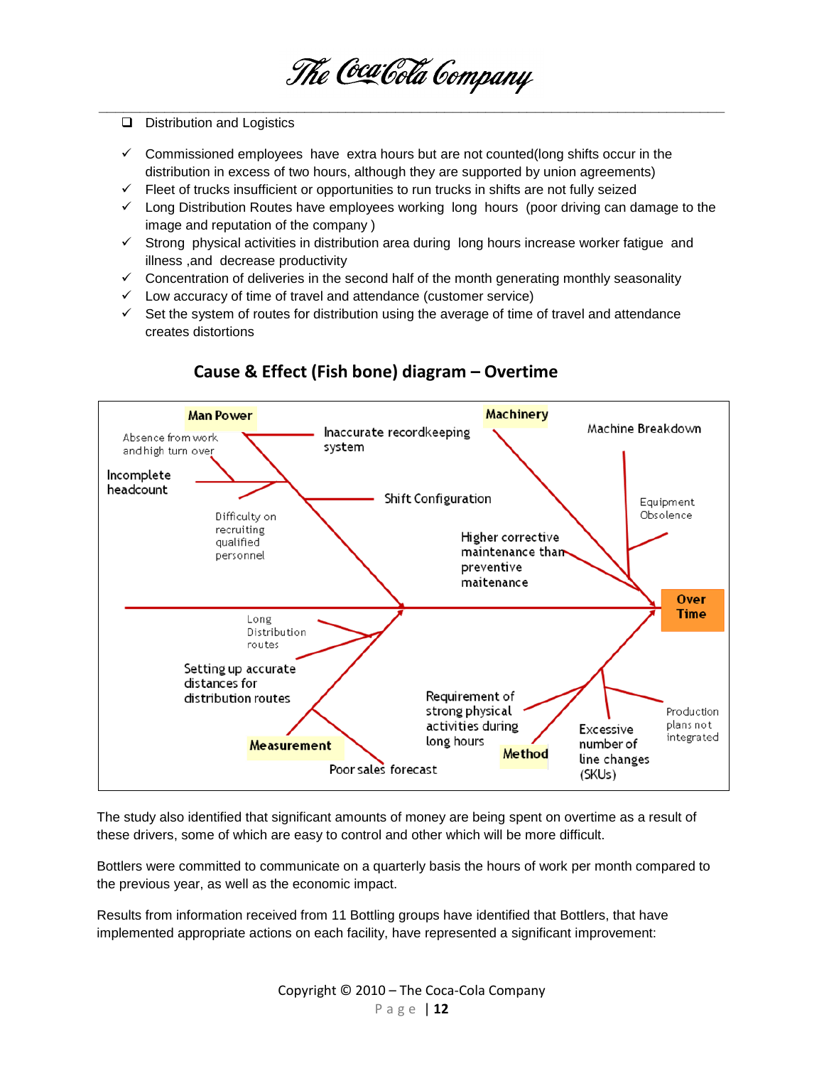- Distribution and Logistics

  - ✓ Commissioned employees have extra hours but are not counted(long shifts occur in the distribution in excess of two hours, although they are supported by union agreements)
  - ✓ Fleet of trucks insufficient or opportunities to run trucks in shifts are not fully seized
  - ✓ Long Distribution Routes have employees working long hours (poor driving can damage to the image and reputation of the company )
  - ✓ Strong physical activities in distribution area during long hours increase worker fatigue and illness ,and decrease productivity
  - ✓ Concentration of deliveries in the second half of the month generating monthly seasonality
  - ✓ Low accuracy of time of travel and attendance (customer service)
  - ✓ Set the system of routes for distribution using the average of time of travel and attendance creates distortions

## Cause & Effect (Fish bone) diagram – Overtime

The study also identified that significant amounts of money are being spent on overtime as a result of these drivers, some of which are easy to control and other which will be more difficult.

Bottlers were committed to communicate on a quarterly basis the hours of work per month compared to the previous year, as well as the economic impact.

Results from information received from 11 Bottling groups have identified that Bottlers, that have implemented appropriate actions on each facility, have represented a significant improvement: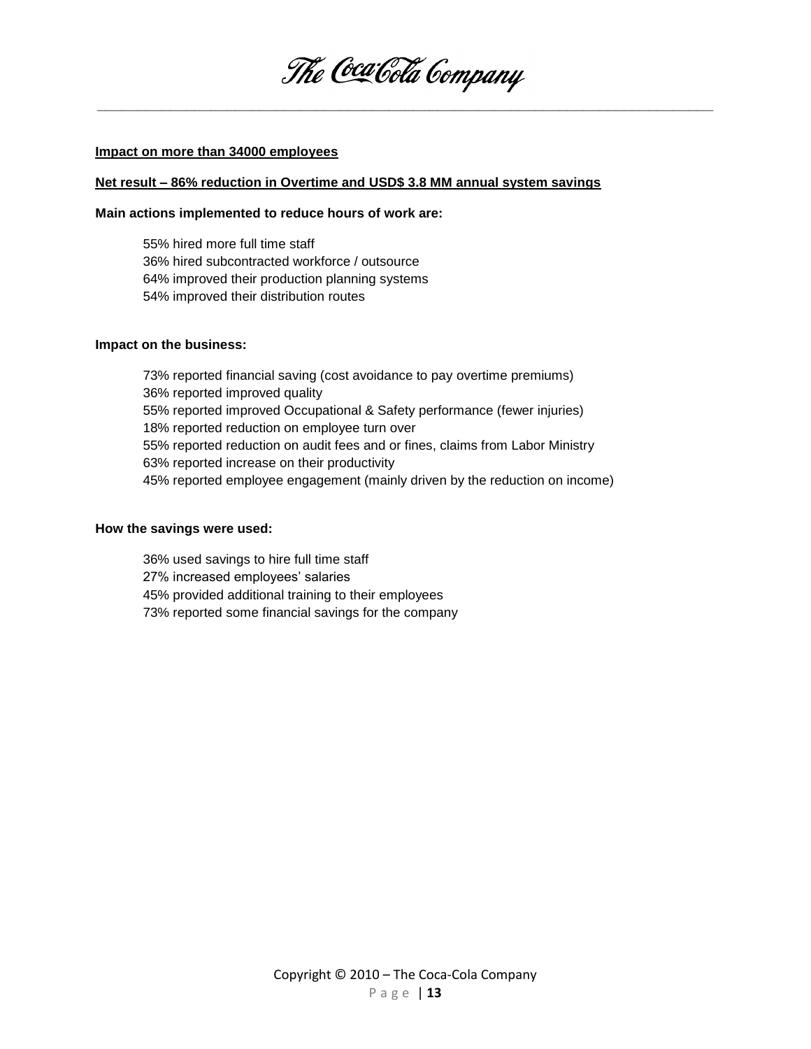**<u>Impact on more than 34000 employees</u>**

**<u>Net result – 86% reduction in Overtime and USD$ 3.8 MM annual system savings</u>**

**Main actions implemented to reduce hours of work are:**

55% hired more full time staff
36% hired subcontracted workforce / outsource
64% improved their production planning systems
54% improved their distribution routes

**Impact on the business:**

73% reported financial saving (cost avoidance to pay overtime premiums)
36% reported improved quality
55% reported improved Occupational & Safety performance (fewer injuries)
18% reported reduction on employee turn over
55% reported reduction on audit fees and or fines, claims from Labor Ministry
63% reported increase on their productivity
45% reported employee engagement (mainly driven by the reduction on income)

**How the savings were used:**

36% used savings to hire full time staff
27% increased employees' salaries
45% provided additional training to their employees
73% reported some financial savings for the company

Copyright © 2010 – The Coca-Cola Company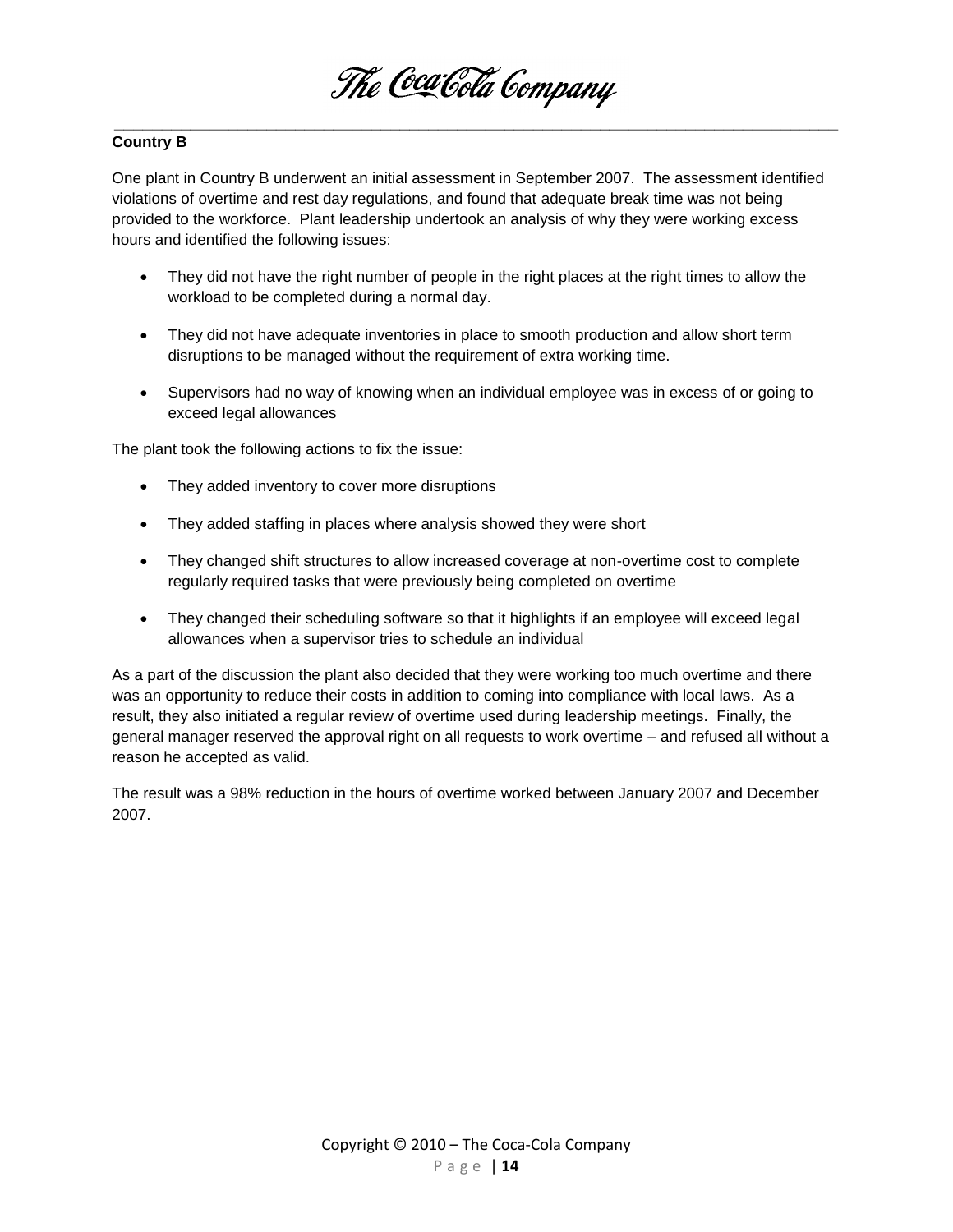**Country B**

One plant in Country B underwent an initial assessment in September 2007. The assessment identified violations of overtime and rest day regulations, and found that adequate break time was not being provided to the workforce. Plant leadership undertook an analysis of why they were working excess hours and identified the following issues:

- They did not have the right number of people in the right places at the right times to allow the workload to be completed during a normal day.
- They did not have adequate inventories in place to smooth production and allow short term disruptions to be managed without the requirement of extra working time.
- Supervisors had no way of knowing when an individual employee was in excess of or going to exceed legal allowances

The plant took the following actions to fix the issue:

- They added inventory to cover more disruptions
- They added staffing in places where analysis showed they were short
- They changed shift structures to allow increased coverage at non-overtime cost to complete regularly required tasks that were previously being completed on overtime
- They changed their scheduling software so that it highlights if an employee will exceed legal allowances when a supervisor tries to schedule an individual

As a part of the discussion the plant also decided that they were working too much overtime and there was an opportunity to reduce their costs in addition to coming into compliance with local laws. As a result, they also initiated a regular review of overtime used during leadership meetings. Finally, the general manager reserved the approval right on all requests to work overtime – and refused all without a reason he accepted as valid.

The result was a 98% reduction in the hours of overtime worked between January 2007 and December 2007.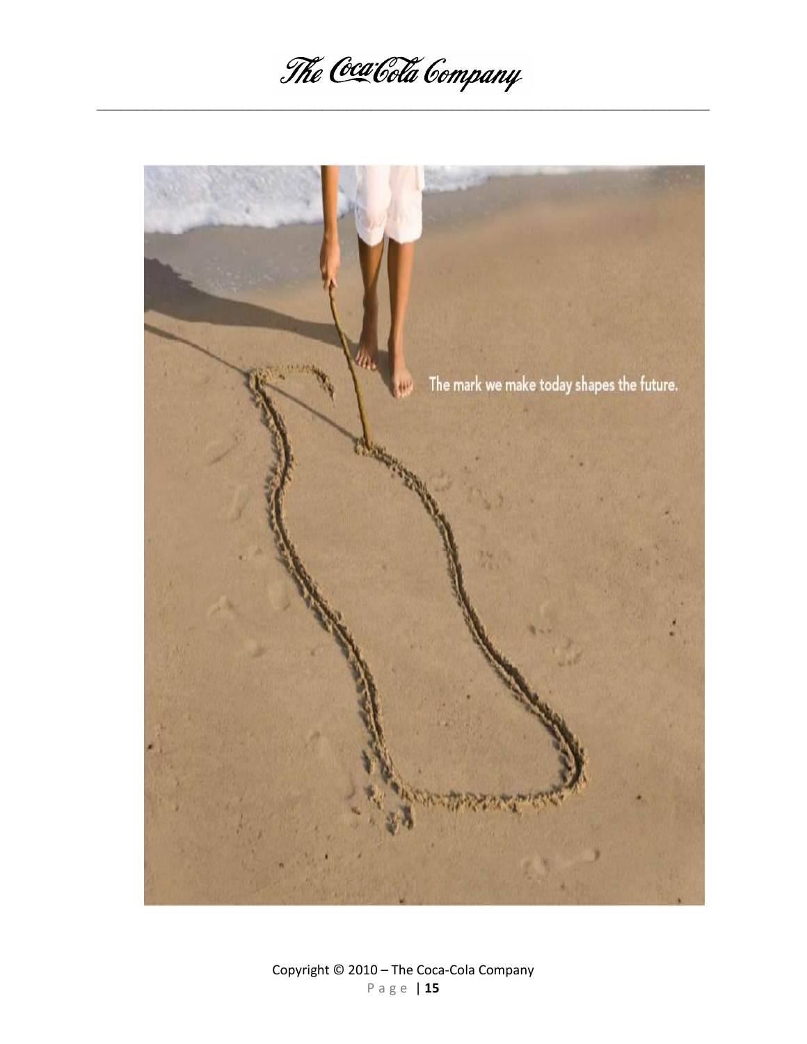The mark we make today shapes the future.